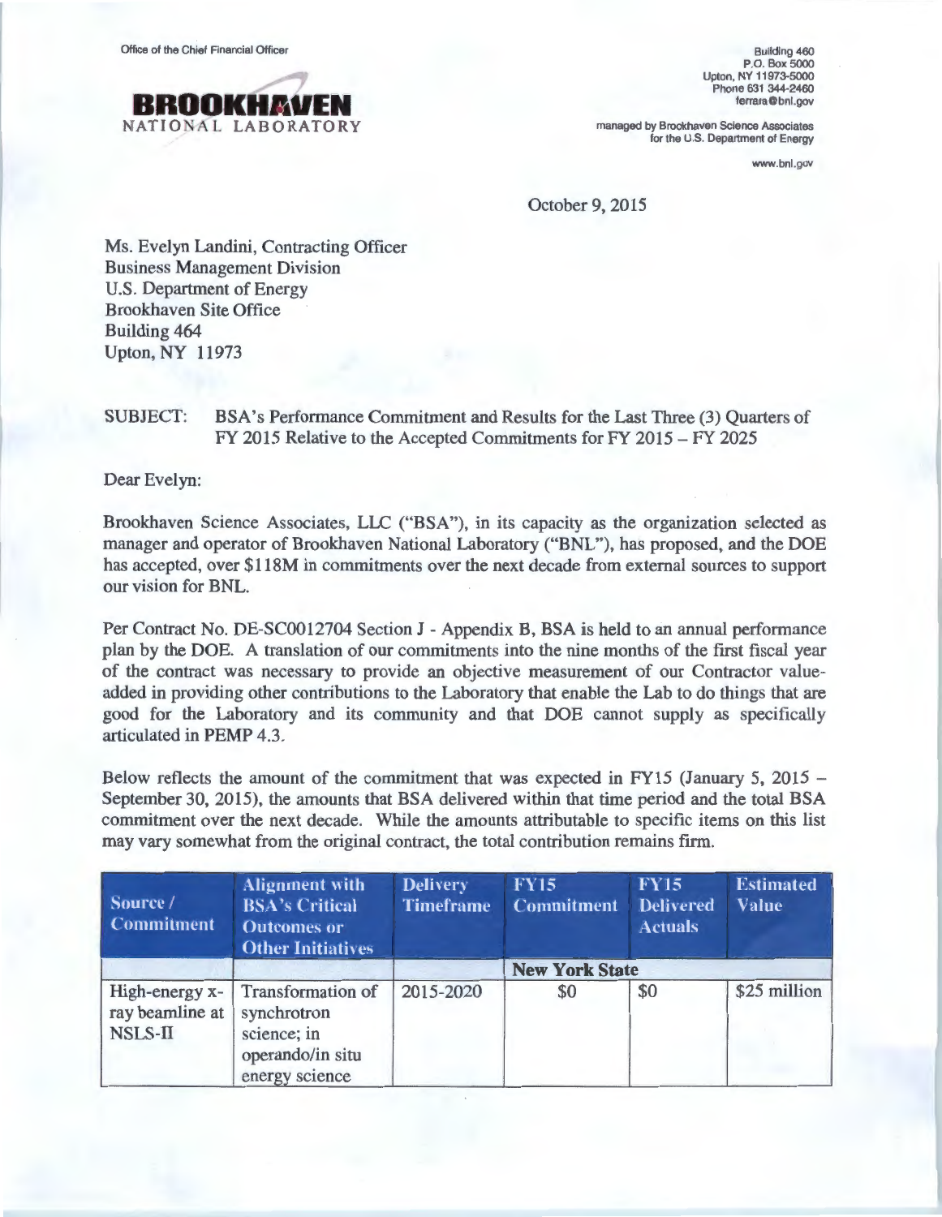Office of the Chief Financial Officer

**BROOKHAVEN**
NATIONAL LABORATORY

Building 460
P.O. Box 5000
Upton, NY 11973-5000
Phone 631 344-2460
ferrara@bnl.gov

managed by Brookhaven Science Associates
for the U.S. Department of Energy

www.bnl.gov

October 9, 2015

Ms. Evelyn Landini, Contracting Officer
Business Management Division
U.S. Department of Energy
Brookhaven Site Office
Building 464
Upton, NY 11973

SUBJECT: BSA's Performance Commitment and Results for the Last Three (3) Quarters of FY 2015 Relative to the Accepted Commitments for FY 2015 – FY 2025

Dear Evelyn:

Brookhaven Science Associates, LLC ("BSA"), in its capacity as the organization selected as manager and operator of Brookhaven National Laboratory ("BNL"), has proposed, and the DOE has accepted, over $118M in commitments over the next decade from external sources to support our vision for BNL.

Per Contract No. DE-SC0012704 Section J - Appendix B, BSA is held to an annual performance plan by the DOE. A translation of our commitments into the nine months of the first fiscal year of the contract was necessary to provide an objective measurement of our Contractor value-added in providing other contributions to the Laboratory that enable the Lab to do things that are good for the Laboratory and its community and that DOE cannot supply as specifically articulated in PEMP 4.3.

Below reflects the amount of the commitment that was expected in FY15 (January 5, 2015 – September 30, 2015), the amounts that BSA delivered within that time period and the total BSA commitment over the next decade. While the amounts attributable to specific items on this list may vary somewhat from the original contract, the total contribution remains firm.

| Source / Commitment | Alignment with BSA's Critical Outcomes or Other Initiatives | Delivery Timeframe | FY15 Commitment | FY15 Delivered Actuals | Estimated Value |
|---|---|---|---|---|---|
| | | | **New York State** | | |
| High-energy x-ray beamline at NSLS-II | Transformation of synchrotron science; in operando/in situ energy science | 2015-2020 | $0 | $0 | $25 million |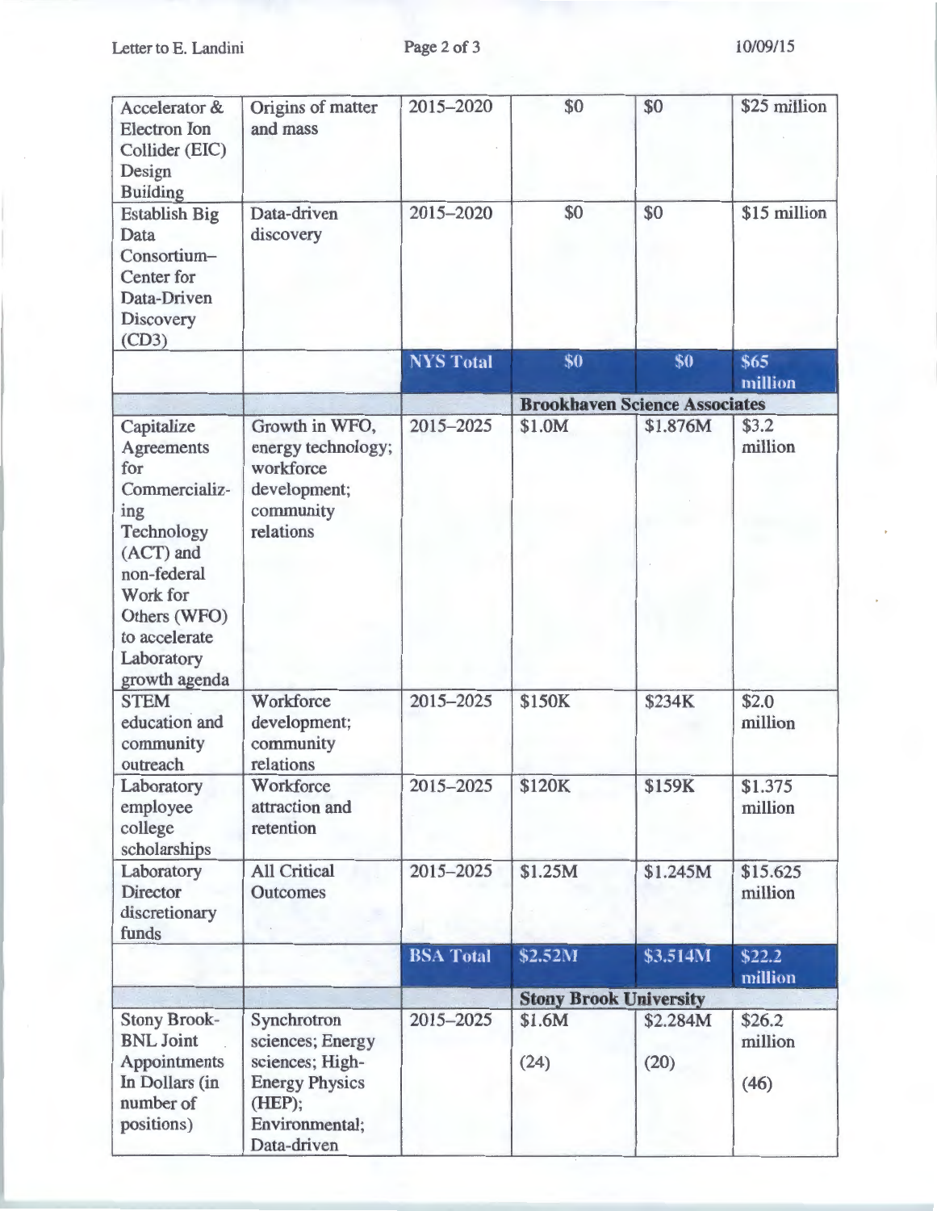| | | | | | |
|---|---|---|---|---|---|
| Accelerator & Electron Ion Collider (EIC) Design Building | Origins of matter and mass | 2015–2020 | $0 | $0 | $25 million |
| Establish Big Data Consortium–Center for Data-Driven Discovery (CD3) | Data-driven discovery | 2015–2020 | $0 | $0 | $15 million |
| | | **NYS Total** | **$0** | **$0** | **$65 million** |
| | | | **Brookhaven Science Associates** | | |
| Capitalize Agreements for Commercializ-ing Technology (ACT) and non-federal Work for Others (WFO) to accelerate Laboratory growth agenda | Growth in WFO, energy technology; workforce development; community relations | 2015–2025 | $1.0M | $1.876M | $3.2 million |
| STEM education and community outreach | Workforce development; community relations | 2015–2025 | $150K | $234K | $2.0 million |
| Laboratory employee college scholarships | Workforce attraction and retention | 2015–2025 | $120K | $159K | $1.375 million |
| Laboratory Director discretionary funds | All Critical Outcomes | 2015–2025 | $1.25M | $1.245M | $15.625 million |
| | | **BSA Total** | **$2.52M** | **$3.514M** | **$22.2 million** |
| | | | **Stony Brook University** | | |
| Stony Brook-BNL Joint Appointments In Dollars (in number of positions) | Synchrotron sciences; Energy sciences; High-Energy Physics (HEP); Environmental; Data-driven | 2015–2025 | $1.6M<br><br>(24) | $2.284M<br><br>(20) | $26.2 million<br><br>(46) |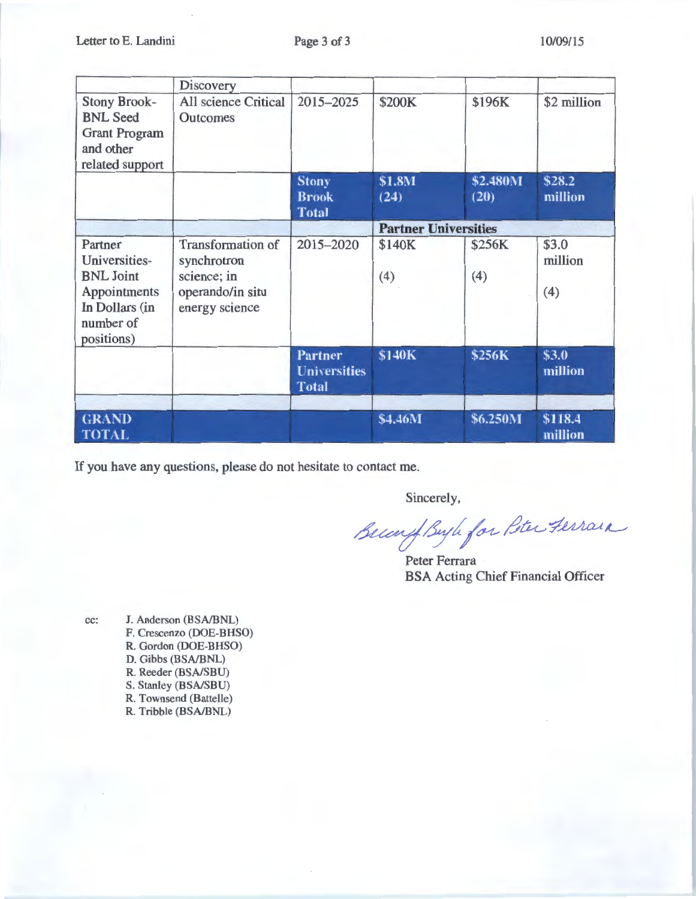| | | | | | |
|---|---|---|---|---|---|
| | Discovery | | | | |
| Stony Brook-BNL Seed Grant Program and other related support | All science Critical Outcomes | 2015–2025 | $200K | $196K | $2 million |
| | | **Stony Brook Total** | **$1.8M (24)** | **$2.480M (20)** | **$28.2 million** |
| | | | **Partner Universities** | | |
| Partner Universities-BNL Joint Appointments In Dollars (in number of positions) | Transformation of synchrotron science; in operando/in situ energy science | 2015–2020 | $140K (4) | $256K (4) | $3.0 million (4) |
| | | **Partner Universities Total** | **$140K** | **$256K** | **$3.0 million** |
| | | | | | |
| **GRAND TOTAL** | | | **$4.46M** | **$6.250M** | **$118.4 million** |

If you have any questions, please do not hesitate to contact me.

Sincerely,

Peter Ferrara
BSA Acting Chief Financial Officer

cc:
J. Anderson (BSA/BNL)
F. Crescenzo (DOE-BHSO)
R. Gordon (DOE-BHSO)
D. Gibbs (BSA/BNL)
R. Reeder (BSA/SBU)
S. Stanley (BSA/SBU)
R. Townsend (Battelle)
R. Tribble (BSA/BNL)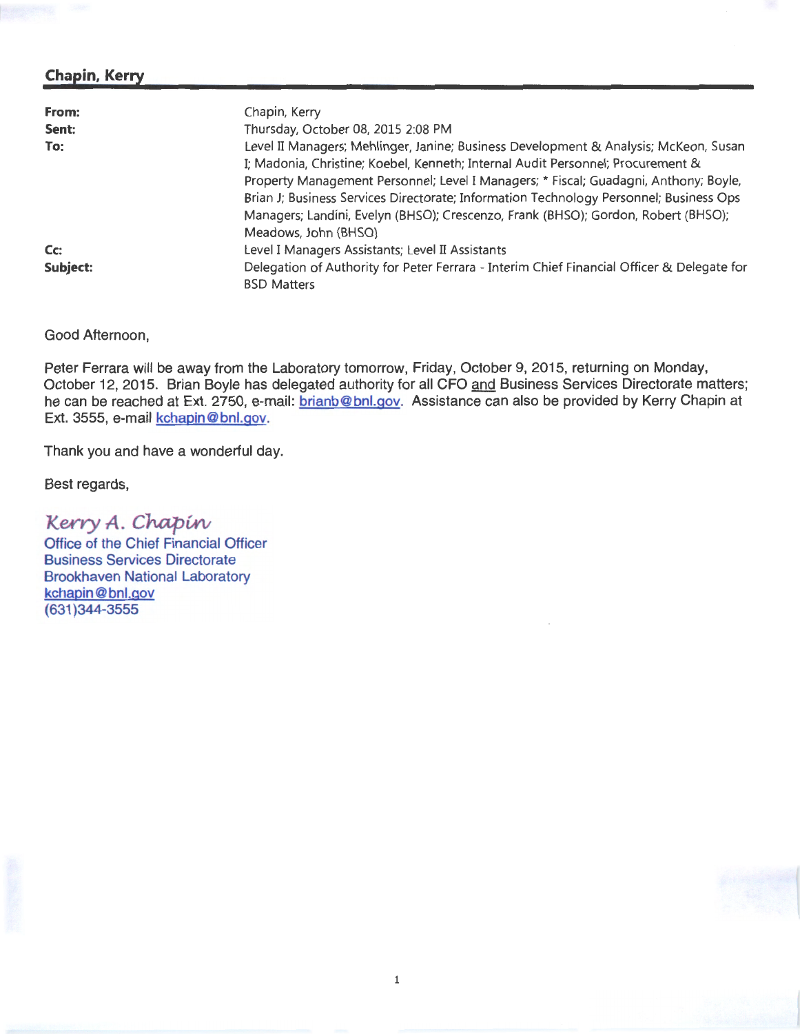## Chapin, Kerry

| | |
|---|---|
| **From:** | Chapin, Kerry |
| **Sent:** | Thursday, October 08, 2015 2:08 PM |
| **To:** | Level II Managers; Mehlinger, Janine; Business Development & Analysis; McKeon, Susan I; Madonia, Christine; Koebel, Kenneth; Internal Audit Personnel; Procurement & Property Management Personnel; Level I Managers; * Fiscal; Guadagni, Anthony; Boyle, Brian J; Business Services Directorate; Information Technology Personnel; Business Ops Managers; Landini, Evelyn (BHSO); Crescenzo, Frank (BHSO); Gordon, Robert (BHSO); Meadows, John (BHSO) |
| **Cc:** | Level I Managers Assistants; Level II Assistants |
| **Subject:** | Delegation of Authority for Peter Ferrara - Interim Chief Financial Officer & Delegate for BSD Matters |

Good Afternoon,

Peter Ferrara will be away from the Laboratory tomorrow, Friday, October 9, 2015, returning on Monday, October 12, 2015. Brian Boyle has delegated authority for all CFO and Business Services Directorate matters; he can be reached at Ext. 2750, e-mail: brianb@bnl.gov. Assistance can also be provided by Kerry Chapin at Ext. 3555, e-mail kchapin@bnl.gov.

Thank you and have a wonderful day.

Best regards,

*Kerry A. Chapin*
Office of the Chief Financial Officer
Business Services Directorate
Brookhaven National Laboratory
kchapin@bnl.gov
(631)344-3555